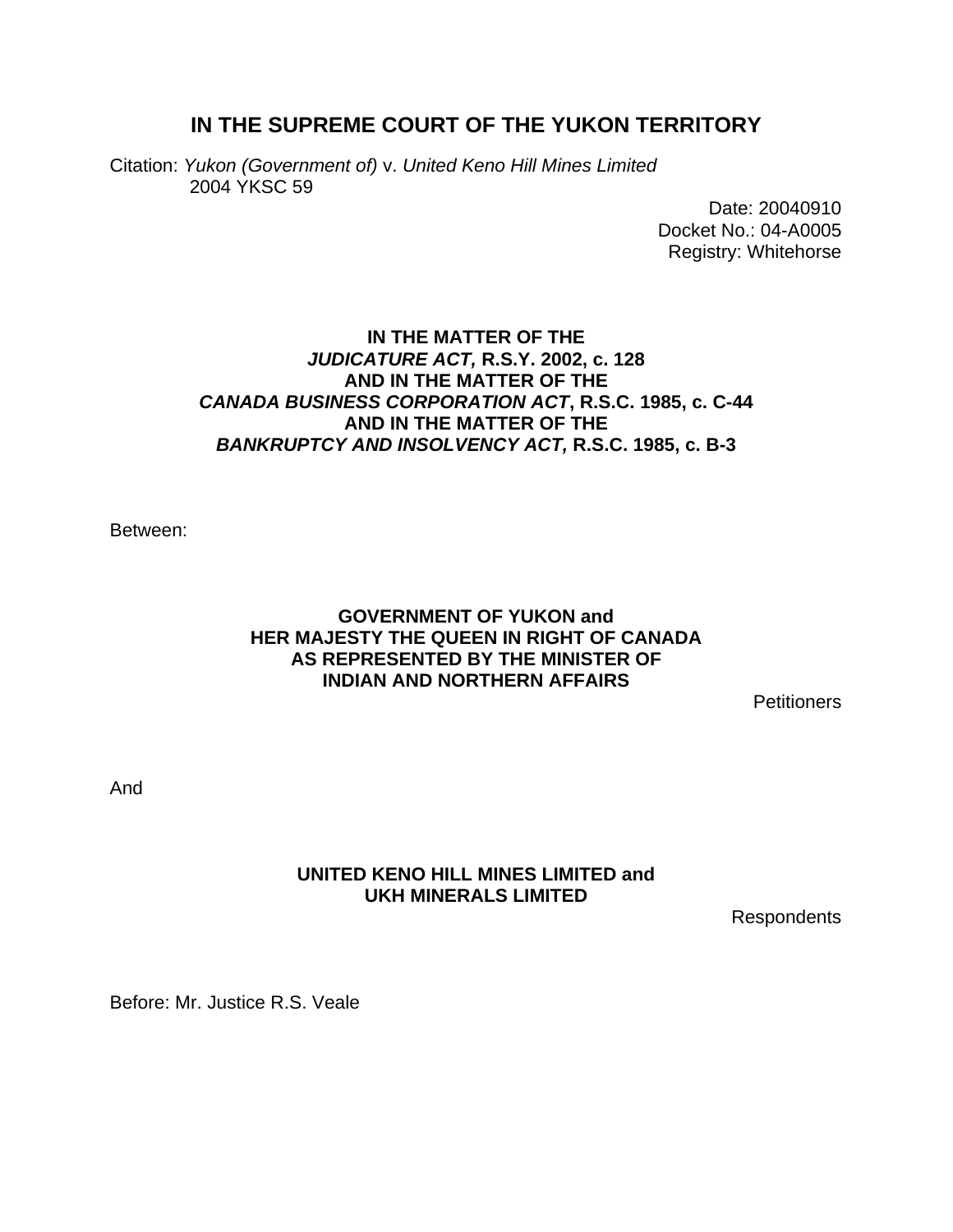# IN THE SUPREME COURT OF THE YUKON TERRITORY

Citation: *Yukon (Government of)* v. *United Keno Hill Mines Limited*
2004 YKSC 59

Date: 20040910
Docket No.: 04-A0005
Registry: Whitehorse

**IN THE MATTER OF THE**
***JUDICATURE ACT,* R.S.Y. 2002, c. 128**
**AND IN THE MATTER OF THE**
***CANADA BUSINESS CORPORATION ACT*, R.S.C. 1985, c. C-44**
**AND IN THE MATTER OF THE**
***BANKRUPTCY AND INSOLVENCY ACT,* R.S.C. 1985, c. B-3**

Between:

**GOVERNMENT OF YUKON and**
**HER MAJESTY THE QUEEN IN RIGHT OF CANADA**
**AS REPRESENTED BY THE MINISTER OF**
**INDIAN AND NORTHERN AFFAIRS**

Petitioners

And

**UNITED KENO HILL MINES LIMITED and**
**UKH MINERALS LIMITED**

Respondents

Before: Mr. Justice R.S. Veale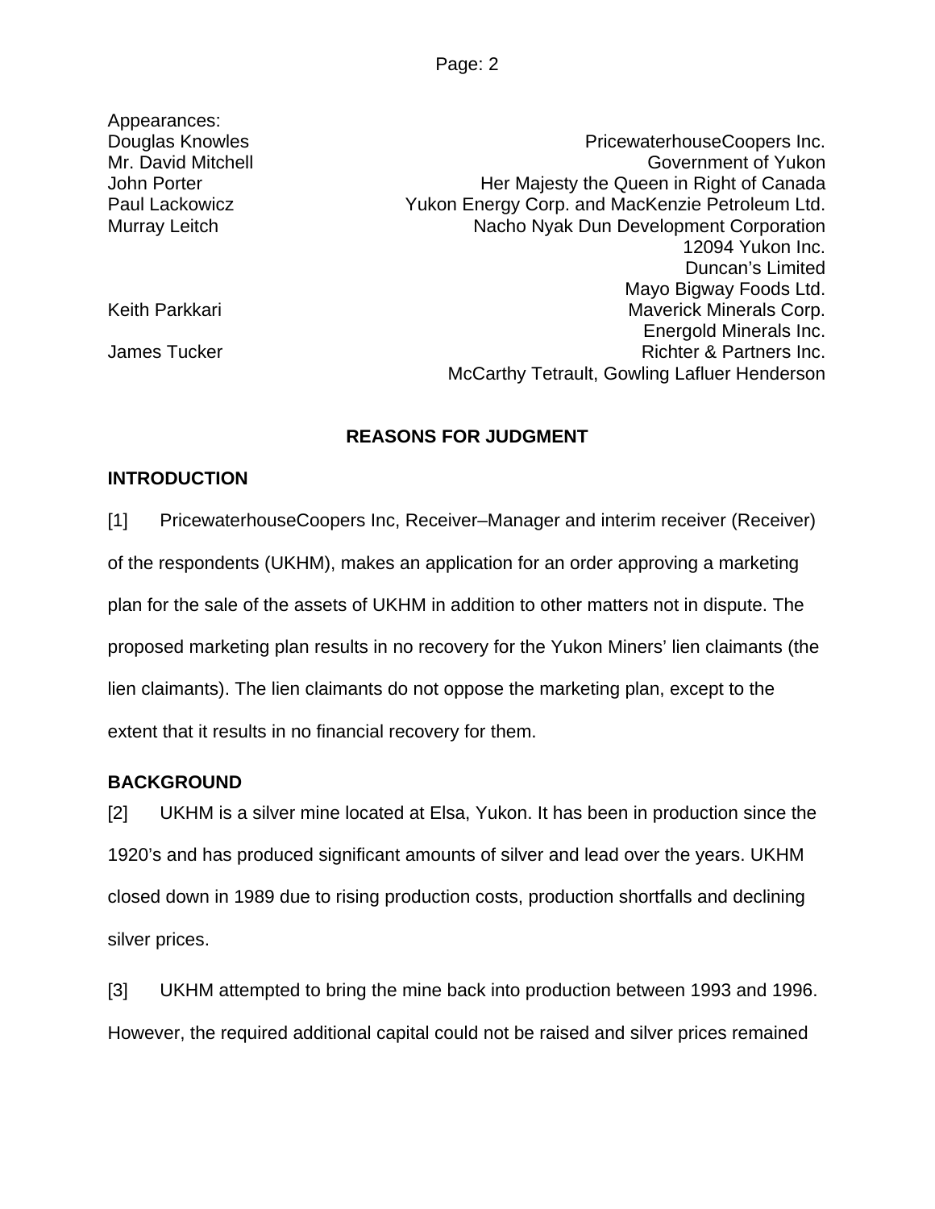Appearances:

| | |
|---|---|
| Douglas Knowles | PricewaterhouseCoopers Inc. |
| Mr. David Mitchell | Government of Yukon |
| John Porter | Her Majesty the Queen in Right of Canada |
| Paul Lackowicz | Yukon Energy Corp. and MacKenzie Petroleum Ltd. |
| Murray Leitch | Nacho Nyak Dun Development Corporation |
| | 12094 Yukon Inc. |
| | Duncan's Limited |
| | Mayo Bigway Foods Ltd. |
| Keith Parkkari | Maverick Minerals Corp. |
| | Energold Minerals Inc. |
| James Tucker | Richter & Partners Inc. |
| | McCarthy Tetrault, Gowling Lafluer Henderson |

## REASONS FOR JUDGMENT

### INTRODUCTION

[1] PricewaterhouseCoopers Inc, Receiver–Manager and interim receiver (Receiver) of the respondents (UKHM), makes an application for an order approving a marketing plan for the sale of the assets of UKHM in addition to other matters not in dispute. The proposed marketing plan results in no recovery for the Yukon Miners' lien claimants (the lien claimants). The lien claimants do not oppose the marketing plan, except to the extent that it results in no financial recovery for them.

### BACKGROUND

[2] UKHM is a silver mine located at Elsa, Yukon. It has been in production since the 1920's and has produced significant amounts of silver and lead over the years. UKHM closed down in 1989 due to rising production costs, production shortfalls and declining silver prices.

[3] UKHM attempted to bring the mine back into production between 1993 and 1996. However, the required additional capital could not be raised and silver prices remained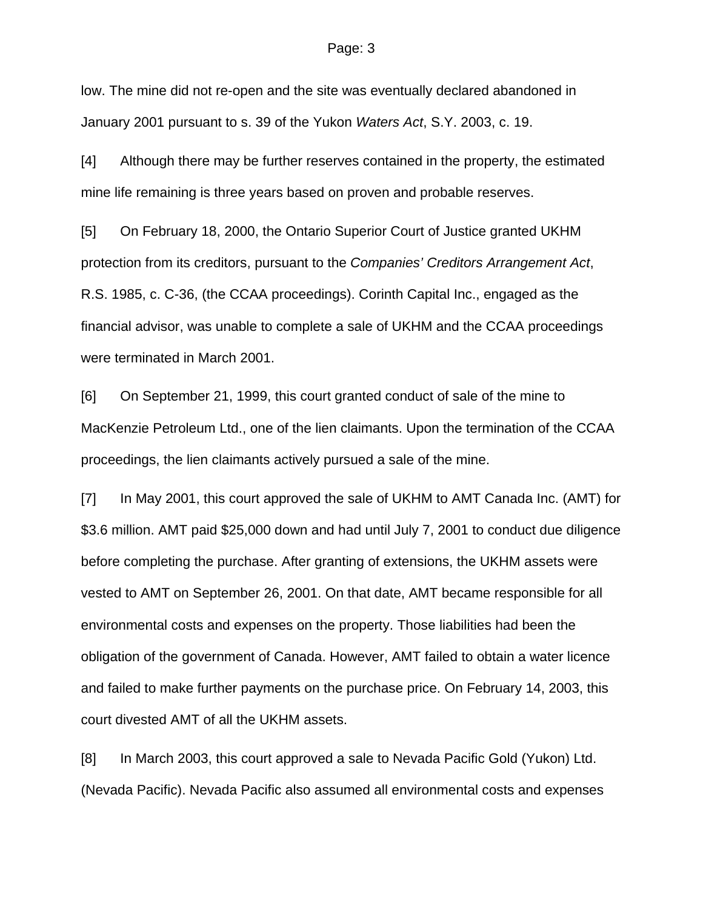low. The mine did not re-open and the site was eventually declared abandoned in January 2001 pursuant to s. 39 of the Yukon *Waters Act*, S.Y. 2003, c. 19.

[4] Although there may be further reserves contained in the property, the estimated mine life remaining is three years based on proven and probable reserves.

[5] On February 18, 2000, the Ontario Superior Court of Justice granted UKHM protection from its creditors, pursuant to the *Companies' Creditors Arrangement Act*, R.S. 1985, c. C-36, (the CCAA proceedings). Corinth Capital Inc., engaged as the financial advisor, was unable to complete a sale of UKHM and the CCAA proceedings were terminated in March 2001.

[6] On September 21, 1999, this court granted conduct of sale of the mine to MacKenzie Petroleum Ltd., one of the lien claimants. Upon the termination of the CCAA proceedings, the lien claimants actively pursued a sale of the mine.

[7] In May 2001, this court approved the sale of UKHM to AMT Canada Inc. (AMT) for $3.6 million. AMT paid $25,000 down and had until July 7, 2001 to conduct due diligence before completing the purchase. After granting of extensions, the UKHM assets were vested to AMT on September 26, 2001. On that date, AMT became responsible for all environmental costs and expenses on the property. Those liabilities had been the obligation of the government of Canada. However, AMT failed to obtain a water licence and failed to make further payments on the purchase price. On February 14, 2003, this court divested AMT of all the UKHM assets.

[8] In March 2003, this court approved a sale to Nevada Pacific Gold (Yukon) Ltd. (Nevada Pacific). Nevada Pacific also assumed all environmental costs and expenses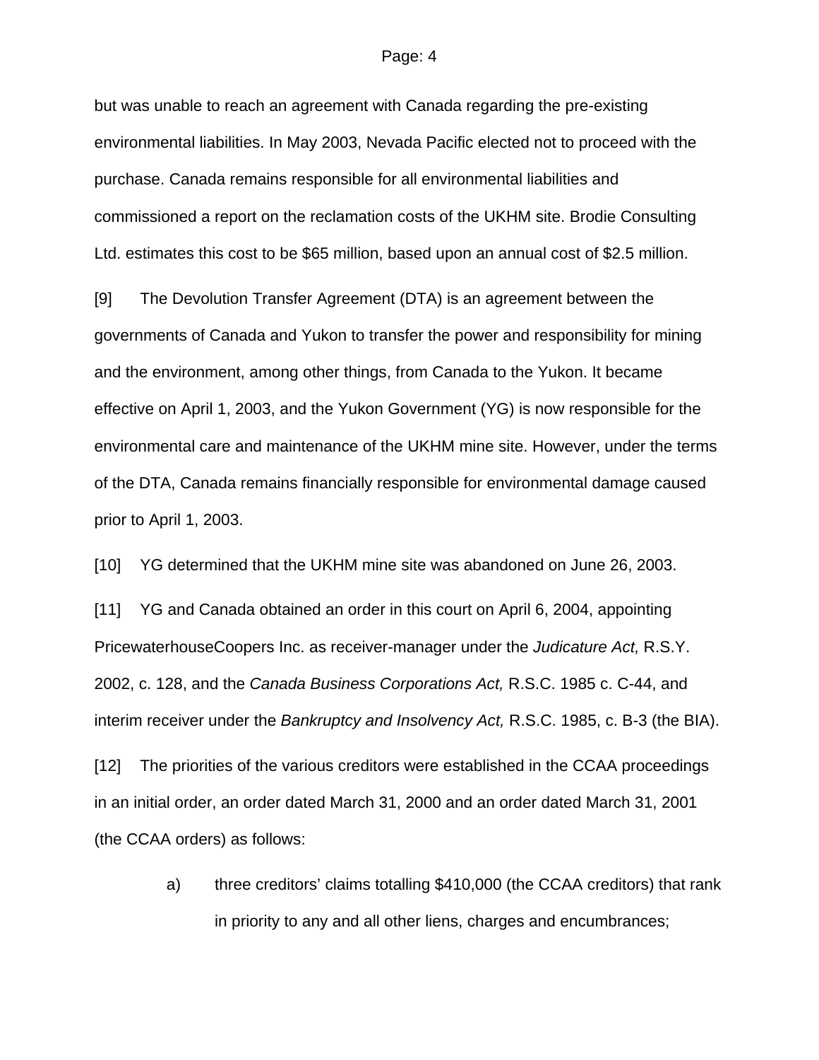but was unable to reach an agreement with Canada regarding the pre-existing environmental liabilities. In May 2003, Nevada Pacific elected not to proceed with the purchase. Canada remains responsible for all environmental liabilities and commissioned a report on the reclamation costs of the UKHM site. Brodie Consulting Ltd. estimates this cost to be $65 million, based upon an annual cost of $2.5 million.

[9] The Devolution Transfer Agreement (DTA) is an agreement between the governments of Canada and Yukon to transfer the power and responsibility for mining and the environment, among other things, from Canada to the Yukon. It became effective on April 1, 2003, and the Yukon Government (YG) is now responsible for the environmental care and maintenance of the UKHM mine site. However, under the terms of the DTA, Canada remains financially responsible for environmental damage caused prior to April 1, 2003.

[10] YG determined that the UKHM mine site was abandoned on June 26, 2003.

[11] YG and Canada obtained an order in this court on April 6, 2004, appointing PricewaterhouseCoopers Inc. as receiver-manager under the *Judicature Act,* R.S.Y. 2002, c. 128, and the *Canada Business Corporations Act,* R.S.C. 1985 c. C-44, and interim receiver under the *Bankruptcy and Insolvency Act,* R.S.C. 1985, c. B-3 (the BIA).

[12] The priorities of the various creditors were established in the CCAA proceedings in an initial order, an order dated March 31, 2000 and an order dated March 31, 2001 (the CCAA orders) as follows:

a) three creditors' claims totalling $410,000 (the CCAA creditors) that rank in priority to any and all other liens, charges and encumbrances;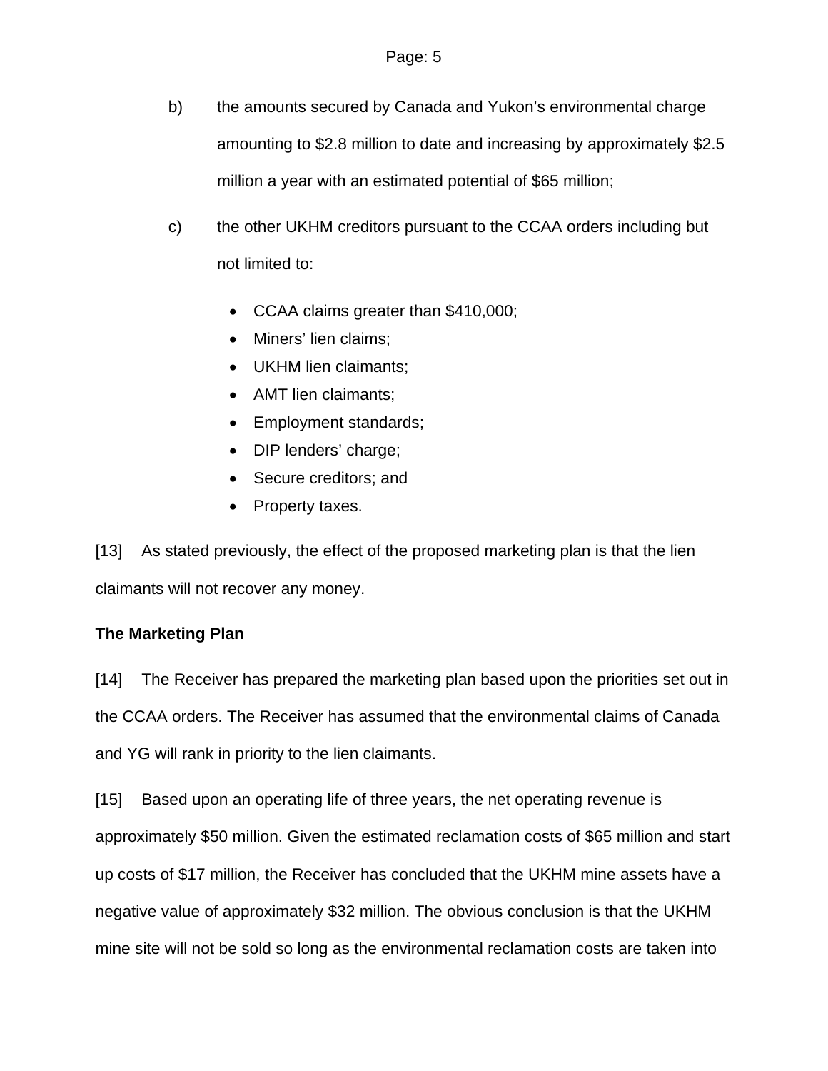b) the amounts secured by Canada and Yukon's environmental charge amounting to $2.8 million to date and increasing by approximately $2.5 million a year with an estimated potential of $65 million;

c) the other UKHM creditors pursuant to the CCAA orders including but not limited to:

- CCAA claims greater than $410,000;
- Miners' lien claims;
- UKHM lien claimants;
- AMT lien claimants;
- Employment standards;
- DIP lenders' charge;
- Secure creditors; and
- Property taxes.

[13] As stated previously, the effect of the proposed marketing plan is that the lien claimants will not recover any money.

**The Marketing Plan**

[14] The Receiver has prepared the marketing plan based upon the priorities set out in the CCAA orders. The Receiver has assumed that the environmental claims of Canada and YG will rank in priority to the lien claimants.

[15] Based upon an operating life of three years, the net operating revenue is approximately $50 million. Given the estimated reclamation costs of $65 million and start up costs of $17 million, the Receiver has concluded that the UKHM mine assets have a negative value of approximately $32 million. The obvious conclusion is that the UKHM mine site will not be sold so long as the environmental reclamation costs are taken into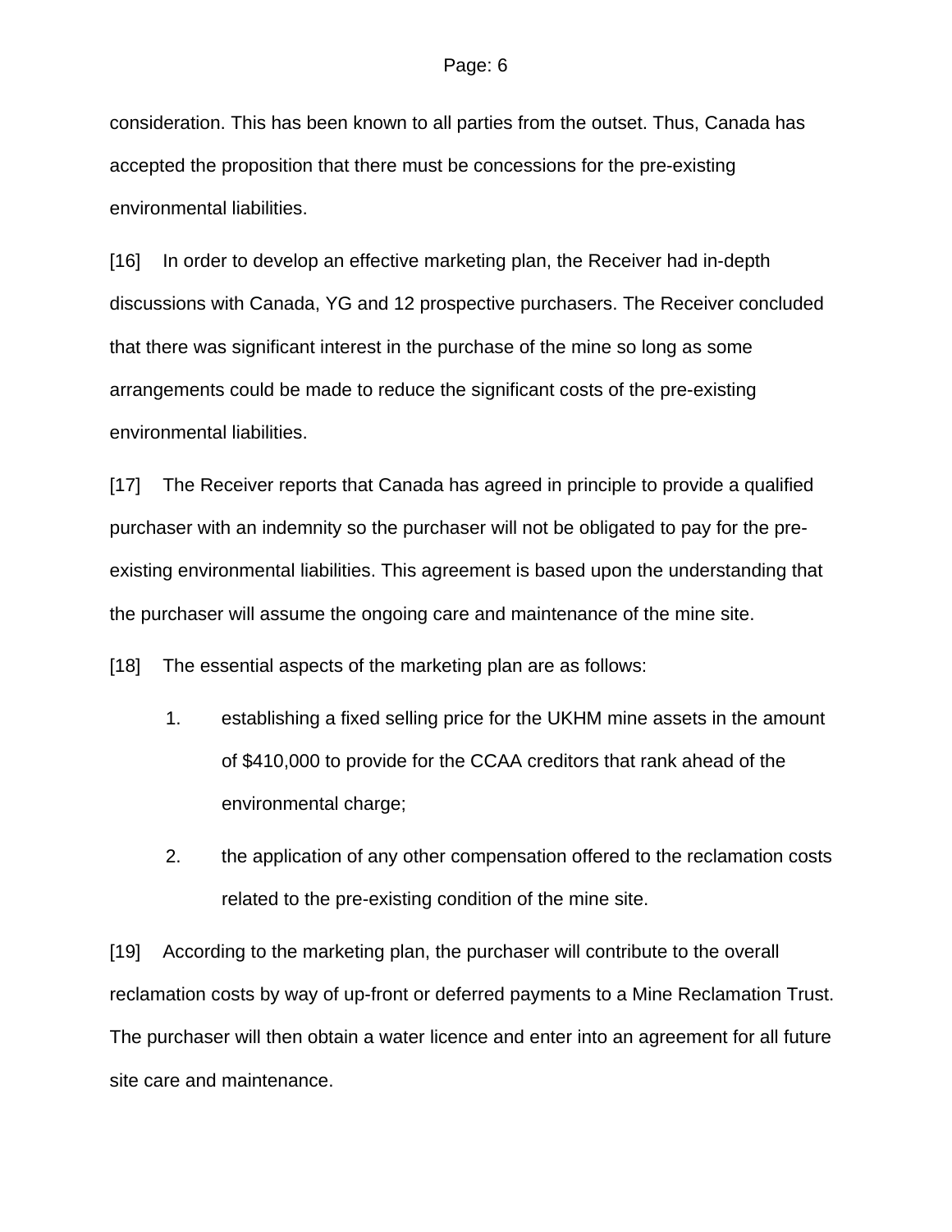consideration. This has been known to all parties from the outset. Thus, Canada has accepted the proposition that there must be concessions for the pre-existing environmental liabilities.

[16] In order to develop an effective marketing plan, the Receiver had in-depth discussions with Canada, YG and 12 prospective purchasers. The Receiver concluded that there was significant interest in the purchase of the mine so long as some arrangements could be made to reduce the significant costs of the pre-existing environmental liabilities.

[17] The Receiver reports that Canada has agreed in principle to provide a qualified purchaser with an indemnity so the purchaser will not be obligated to pay for the pre-existing environmental liabilities. This agreement is based upon the understanding that the purchaser will assume the ongoing care and maintenance of the mine site.

[18] The essential aspects of the marketing plan are as follows:

1. establishing a fixed selling price for the UKHM mine assets in the amount of $410,000 to provide for the CCAA creditors that rank ahead of the environmental charge;
2. the application of any other compensation offered to the reclamation costs related to the pre-existing condition of the mine site.

[19] According to the marketing plan, the purchaser will contribute to the overall reclamation costs by way of up-front or deferred payments to a Mine Reclamation Trust. The purchaser will then obtain a water licence and enter into an agreement for all future site care and maintenance.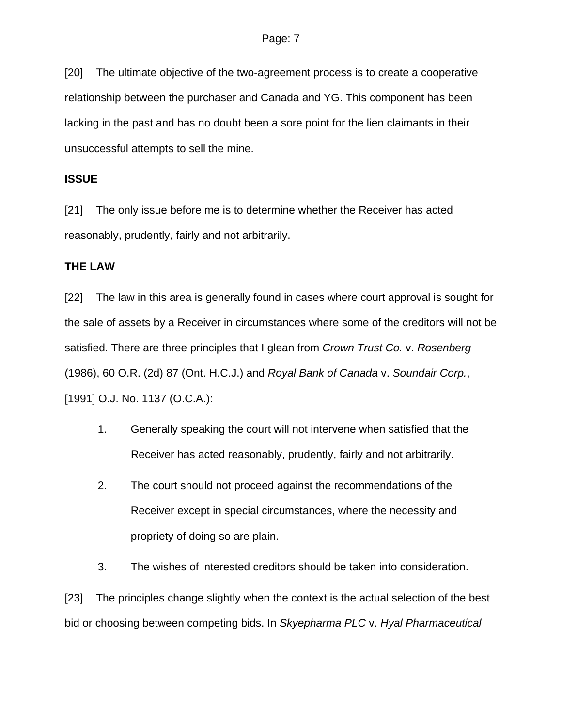[20] The ultimate objective of the two-agreement process is to create a cooperative relationship between the purchaser and Canada and YG. This component has been lacking in the past and has no doubt been a sore point for the lien claimants in their unsuccessful attempts to sell the mine.

**ISSUE**

[21] The only issue before me is to determine whether the Receiver has acted reasonably, prudently, fairly and not arbitrarily.

**THE LAW**

[22] The law in this area is generally found in cases where court approval is sought for the sale of assets by a Receiver in circumstances where some of the creditors will not be satisfied. There are three principles that I glean from *Crown Trust Co.* v. *Rosenberg* (1986), 60 O.R. (2d) 87 (Ont. H.C.J.) and *Royal Bank of Canada* v. *Soundair Corp.*, [1991] O.J. No. 1137 (O.C.A.):

1. Generally speaking the court will not intervene when satisfied that the Receiver has acted reasonably, prudently, fairly and not arbitrarily.
2. The court should not proceed against the recommendations of the Receiver except in special circumstances, where the necessity and propriety of doing so are plain.
3. The wishes of interested creditors should be taken into consideration.

[23] The principles change slightly when the context is the actual selection of the best bid or choosing between competing bids. In *Skyepharma PLC* v. *Hyal Pharmaceutical*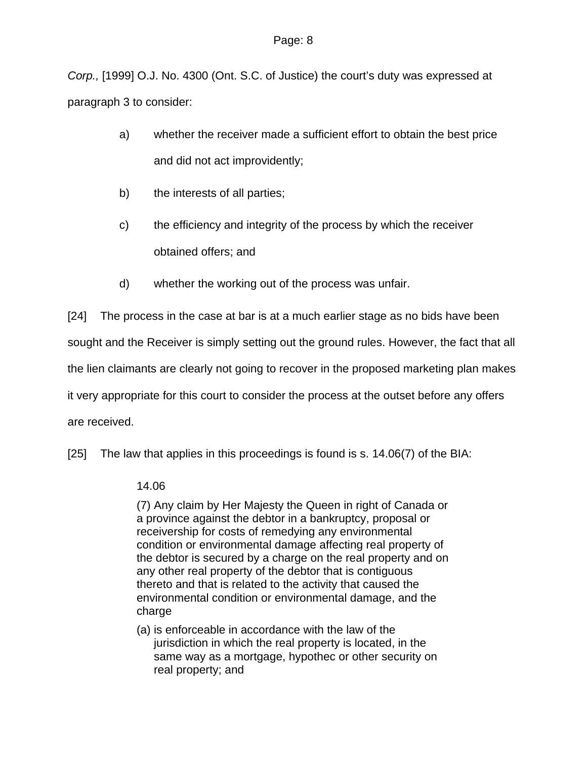*Corp.,* [1999] O.J. No. 4300 (Ont. S.C. of Justice) the court's duty was expressed at paragraph 3 to consider:

> a) whether the receiver made a sufficient effort to obtain the best price and did not act improvidently;
>
> b) the interests of all parties;
>
> c) the efficiency and integrity of the process by which the receiver obtained offers; and
>
> d) whether the working out of the process was unfair.

[24] The process in the case at bar is at a much earlier stage as no bids have been sought and the Receiver is simply setting out the ground rules. However, the fact that all the lien claimants are clearly not going to recover in the proposed marketing plan makes it very appropriate for this court to consider the process at the outset before any offers are received.

[25] The law that applies in this proceedings is found is s. 14.06(7) of the BIA:

> 14.06
>
> (7) Any claim by Her Majesty the Queen in right of Canada or a province against the debtor in a bankruptcy, proposal or receivership for costs of remedying any environmental condition or environmental damage affecting real property of the debtor is secured by a charge on the real property and on any other real property of the debtor that is contiguous thereto and that is related to the activity that caused the environmental condition or environmental damage, and the charge
>
> (a) is enforceable in accordance with the law of the jurisdiction in which the real property is located, in the same way as a mortgage, hypothec or other security on real property; and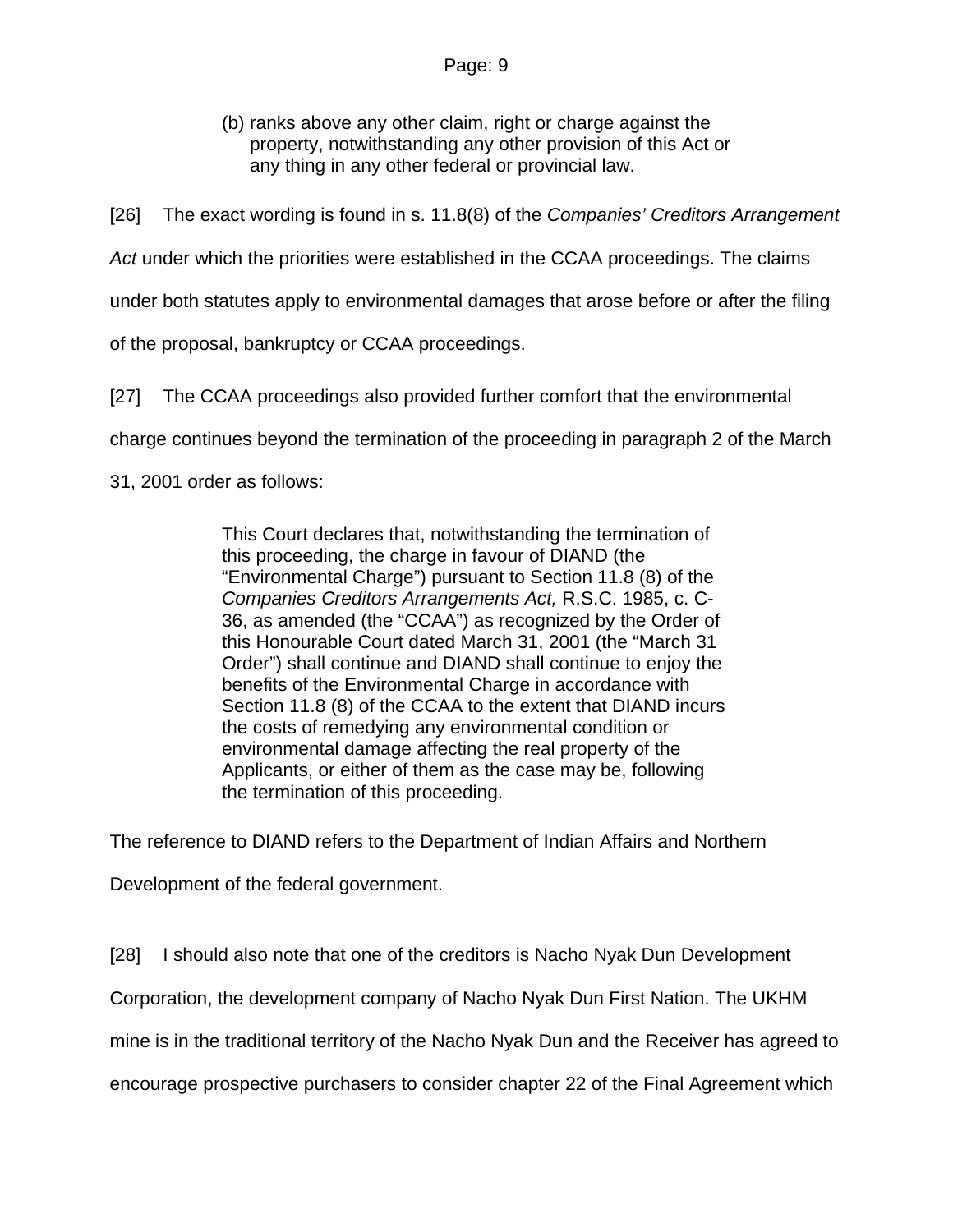> (b) ranks above any other claim, right or charge against the property, notwithstanding any other provision of this Act or any thing in any other federal or provincial law.

[26] The exact wording is found in s. 11.8(8) of the *Companies' Creditors Arrangement Act* under which the priorities were established in the CCAA proceedings. The claims under both statutes apply to environmental damages that arose before or after the filing of the proposal, bankruptcy or CCAA proceedings.

[27] The CCAA proceedings also provided further comfort that the environmental charge continues beyond the termination of the proceeding in paragraph 2 of the March 31, 2001 order as follows:

> This Court declares that, notwithstanding the termination of this proceeding, the charge in favour of DIAND (the "Environmental Charge") pursuant to Section 11.8 (8) of the *Companies Creditors Arrangements Act,* R.S.C. 1985, c. C-36, as amended (the "CCAA") as recognized by the Order of this Honourable Court dated March 31, 2001 (the "March 31 Order") shall continue and DIAND shall continue to enjoy the benefits of the Environmental Charge in accordance with Section 11.8 (8) of the CCAA to the extent that DIAND incurs the costs of remedying any environmental condition or environmental damage affecting the real property of the Applicants, or either of them as the case may be, following the termination of this proceeding.

The reference to DIAND refers to the Department of Indian Affairs and Northern Development of the federal government.

[28] I should also note that one of the creditors is Nacho Nyak Dun Development Corporation, the development company of Nacho Nyak Dun First Nation. The UKHM mine is in the traditional territory of the Nacho Nyak Dun and the Receiver has agreed to encourage prospective purchasers to consider chapter 22 of the Final Agreement which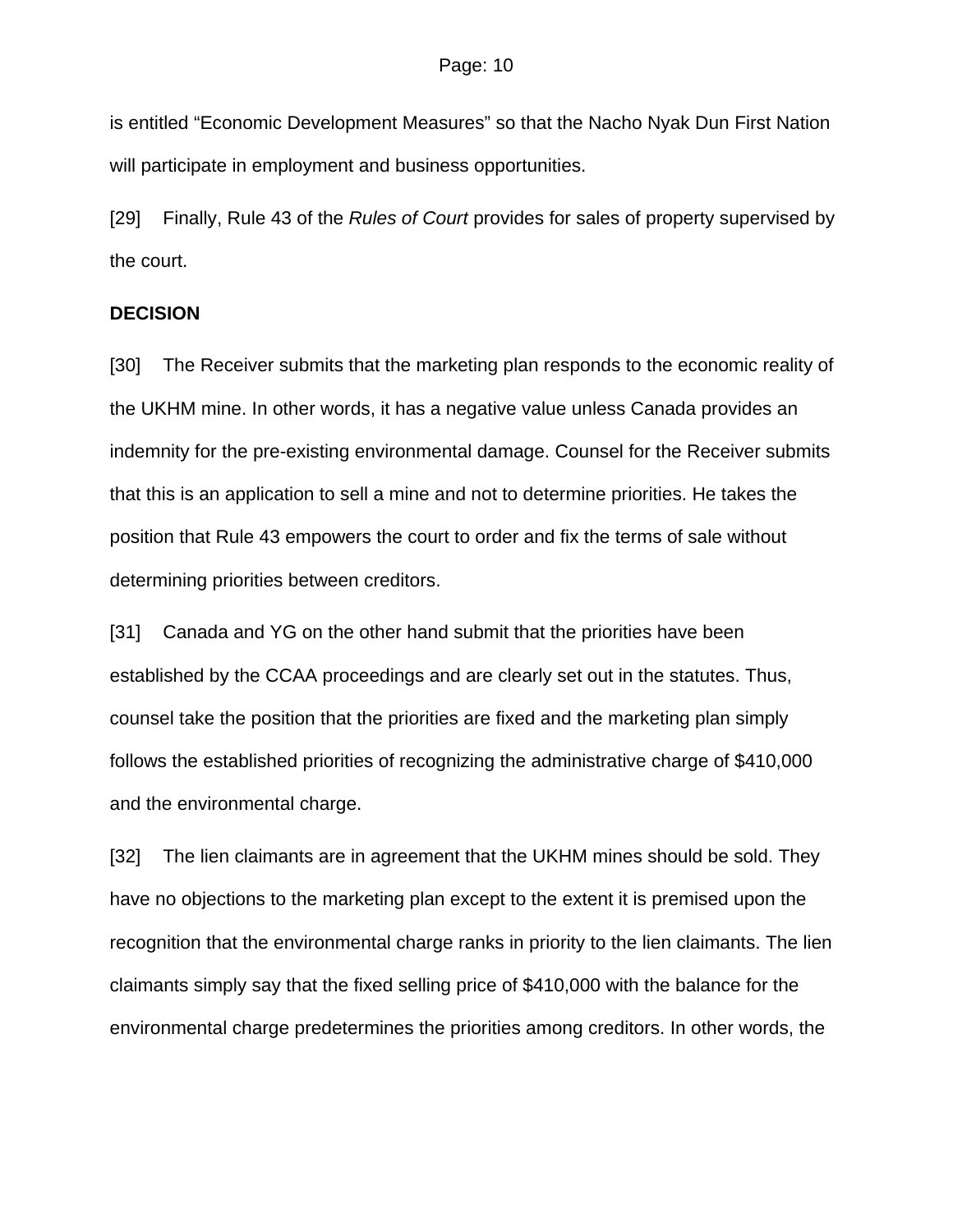is entitled “Economic Development Measures” so that the Nacho Nyak Dun First Nation will participate in employment and business opportunities.

[29] Finally, Rule 43 of the *Rules of Court* provides for sales of property supervised by the court.

**DECISION**

[30] The Receiver submits that the marketing plan responds to the economic reality of the UKHM mine. In other words, it has a negative value unless Canada provides an indemnity for the pre-existing environmental damage. Counsel for the Receiver submits that this is an application to sell a mine and not to determine priorities. He takes the position that Rule 43 empowers the court to order and fix the terms of sale without determining priorities between creditors.

[31] Canada and YG on the other hand submit that the priorities have been established by the CCAA proceedings and are clearly set out in the statutes. Thus, counsel take the position that the priorities are fixed and the marketing plan simply follows the established priorities of recognizing the administrative charge of $410,000 and the environmental charge.

[32] The lien claimants are in agreement that the UKHM mines should be sold. They have no objections to the marketing plan except to the extent it is premised upon the recognition that the environmental charge ranks in priority to the lien claimants. The lien claimants simply say that the fixed selling price of $410,000 with the balance for the environmental charge predetermines the priorities among creditors. In other words, the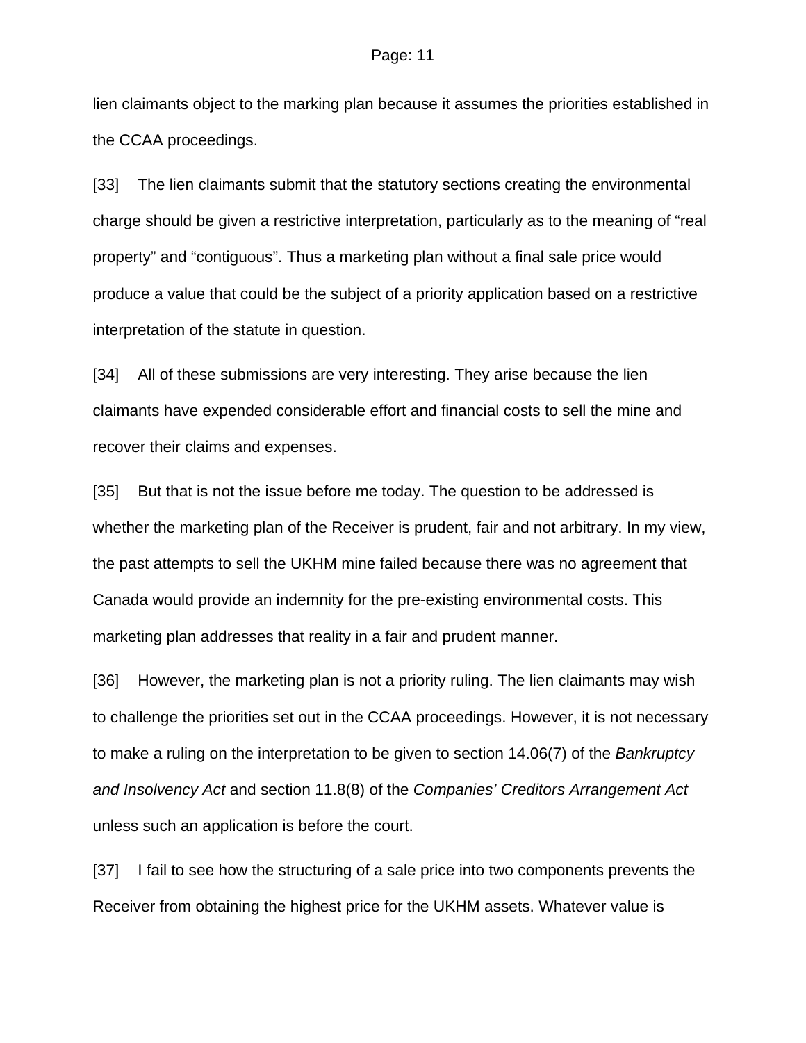lien claimants object to the marking plan because it assumes the priorities established in the CCAA proceedings.

[33] The lien claimants submit that the statutory sections creating the environmental charge should be given a restrictive interpretation, particularly as to the meaning of "real property" and "contiguous". Thus a marketing plan without a final sale price would produce a value that could be the subject of a priority application based on a restrictive interpretation of the statute in question.

[34] All of these submissions are very interesting. They arise because the lien claimants have expended considerable effort and financial costs to sell the mine and recover their claims and expenses.

[35] But that is not the issue before me today. The question to be addressed is whether the marketing plan of the Receiver is prudent, fair and not arbitrary. In my view, the past attempts to sell the UKHM mine failed because there was no agreement that Canada would provide an indemnity for the pre-existing environmental costs. This marketing plan addresses that reality in a fair and prudent manner.

[36] However, the marketing plan is not a priority ruling. The lien claimants may wish to challenge the priorities set out in the CCAA proceedings. However, it is not necessary to make a ruling on the interpretation to be given to section 14.06(7) of the *Bankruptcy and Insolvency Act* and section 11.8(8) of the *Companies' Creditors Arrangement Act* unless such an application is before the court.

[37] I fail to see how the structuring of a sale price into two components prevents the Receiver from obtaining the highest price for the UKHM assets. Whatever value is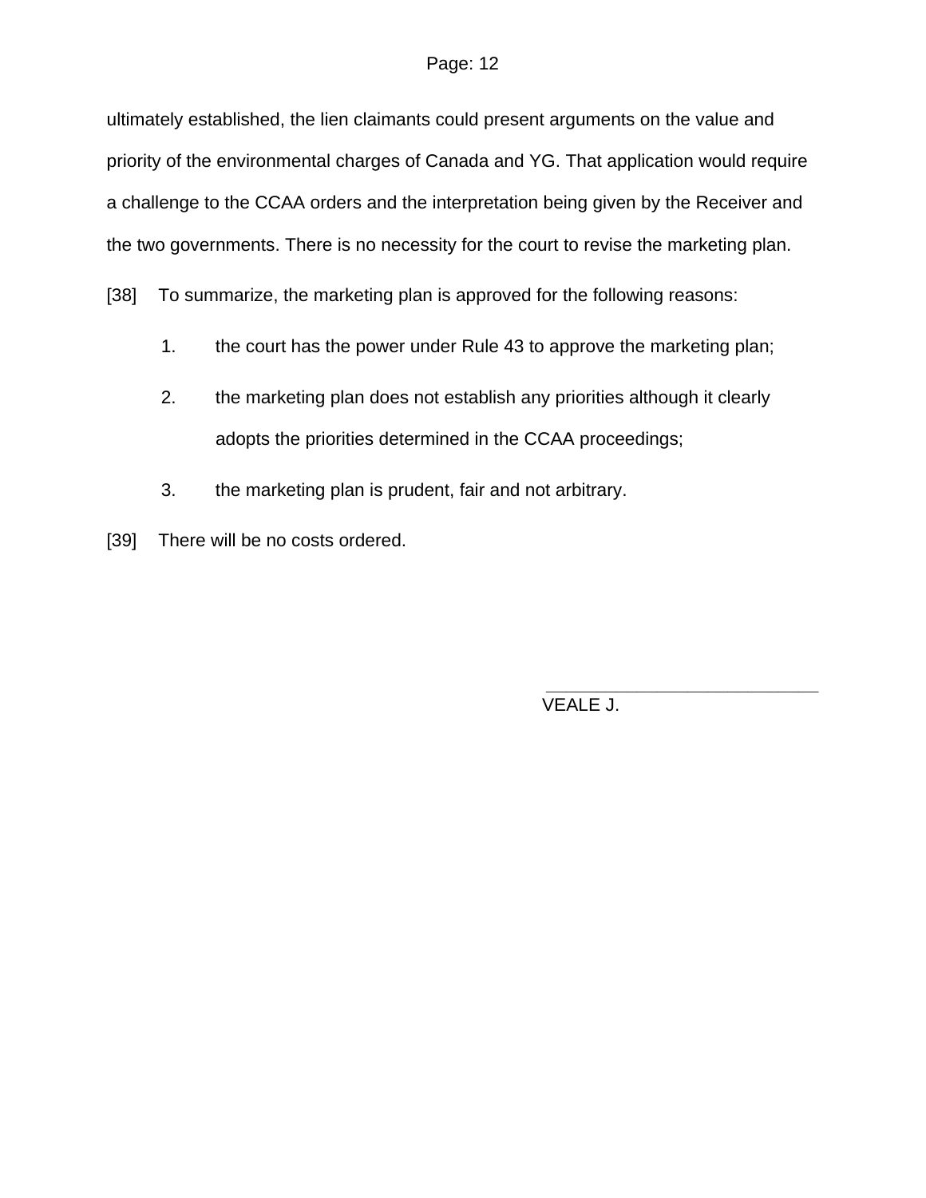ultimately established, the lien claimants could present arguments on the value and priority of the environmental charges of Canada and YG. That application would require a challenge to the CCAA orders and the interpretation being given by the Receiver and the two governments. There is no necessity for the court to revise the marketing plan.

[38] To summarize, the marketing plan is approved for the following reasons:

1. the court has the power under Rule 43 to approve the marketing plan;
2. the marketing plan does not establish any priorities although it clearly adopts the priorities determined in the CCAA proceedings;
3. the marketing plan is prudent, fair and not arbitrary.

[39] There will be no costs ordered.

\_\_\_\_\_\_\_\_\_\_\_\_\_\_\_\_\_\_\_\_\_\_\_\_\_\_\_\_\_\_

VEALE J.